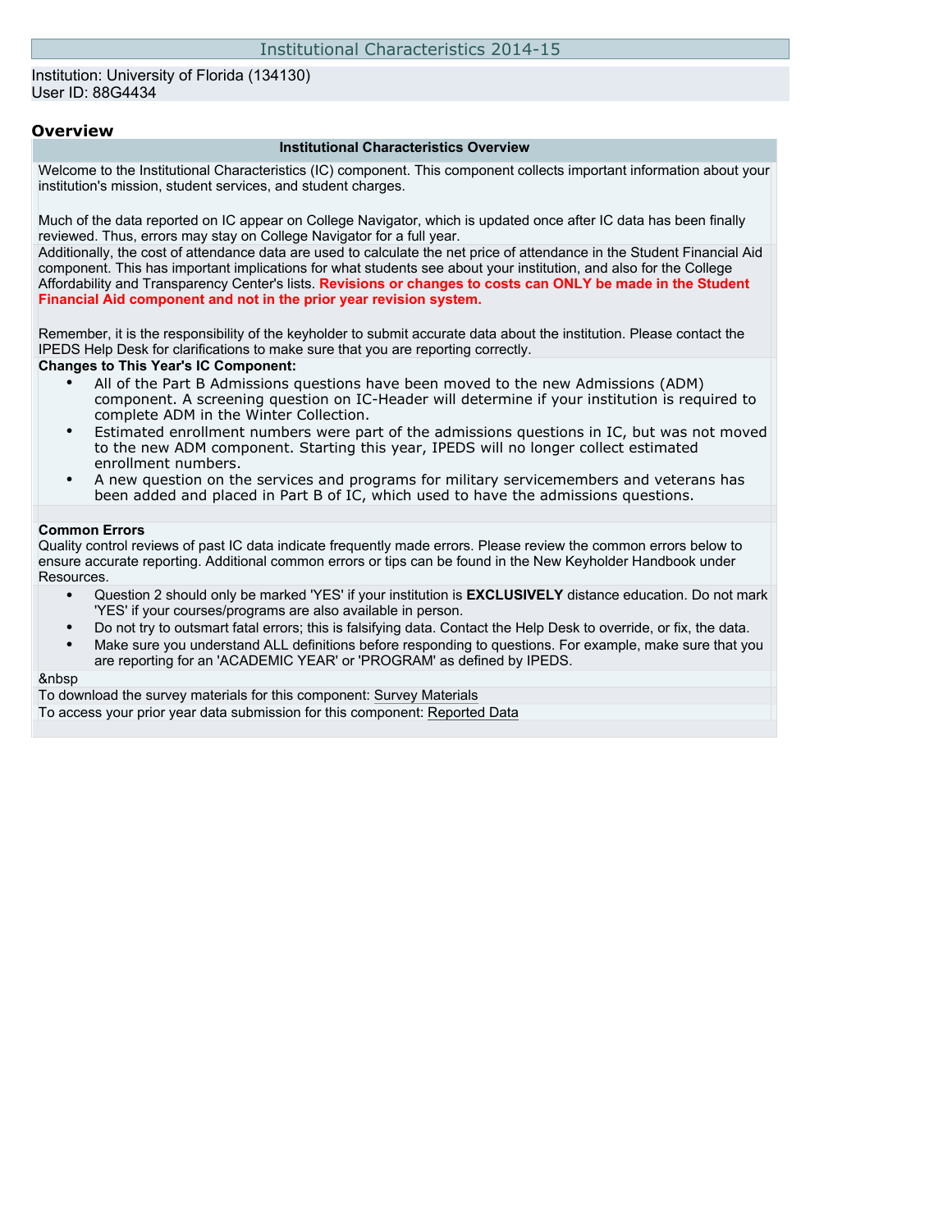# Institutional Characteristics 2014-15

Institution: University of Florida (134130)
User ID: 88G4434

## Overview

### Institutional Characteristics Overview

Welcome to the Institutional Characteristics (IC) component. This component collects important information about your institution's mission, student services, and student charges.

Much of the data reported on IC appear on College Navigator, which is updated once after IC data has been finally reviewed. Thus, errors may stay on College Navigator for a full year.

Additionally, the cost of attendance data are used to calculate the net price of attendance in the Student Financial Aid component. This has important implications for what students see about your institution, and also for the College Affordability and Transparency Center's lists. **Revisions or changes to costs can ONLY be made in the Student Financial Aid component and not in the prior year revision system.**

Remember, it is the responsibility of the keyholder to submit accurate data about the institution. Please contact the IPEDS Help Desk for clarifications to make sure that you are reporting correctly.

**Changes to This Year's IC Component:**

- All of the Part B Admissions questions have been moved to the new Admissions (ADM) component. A screening question on IC-Header will determine if your institution is required to complete ADM in the Winter Collection.
- Estimated enrollment numbers were part of the admissions questions in IC, but was not moved to the new ADM component. Starting this year, IPEDS will no longer collect estimated enrollment numbers.
- A new question on the services and programs for military servicemembers and veterans has been added and placed in Part B of IC, which used to have the admissions questions.

**Common Errors**

Quality control reviews of past IC data indicate frequently made errors. Please review the common errors below to ensure accurate reporting. Additional common errors or tips can be found in the New Keyholder Handbook under Resources.

- Question 2 should only be marked 'YES' if your institution is **EXCLUSIVELY** distance education. Do not mark 'YES' if your courses/programs are also available in person.
- Do not try to outsmart fatal errors; this is falsifying data. Contact the Help Desk to override, or fix, the data.
- Make sure you understand ALL definitions before responding to questions. For example, make sure that you are reporting for an 'ACADEMIC YEAR' or 'PROGRAM' as defined by IPEDS.

&nbsp

To download the survey materials for this component: Survey Materials

To access your prior year data submission for this component: Reported Data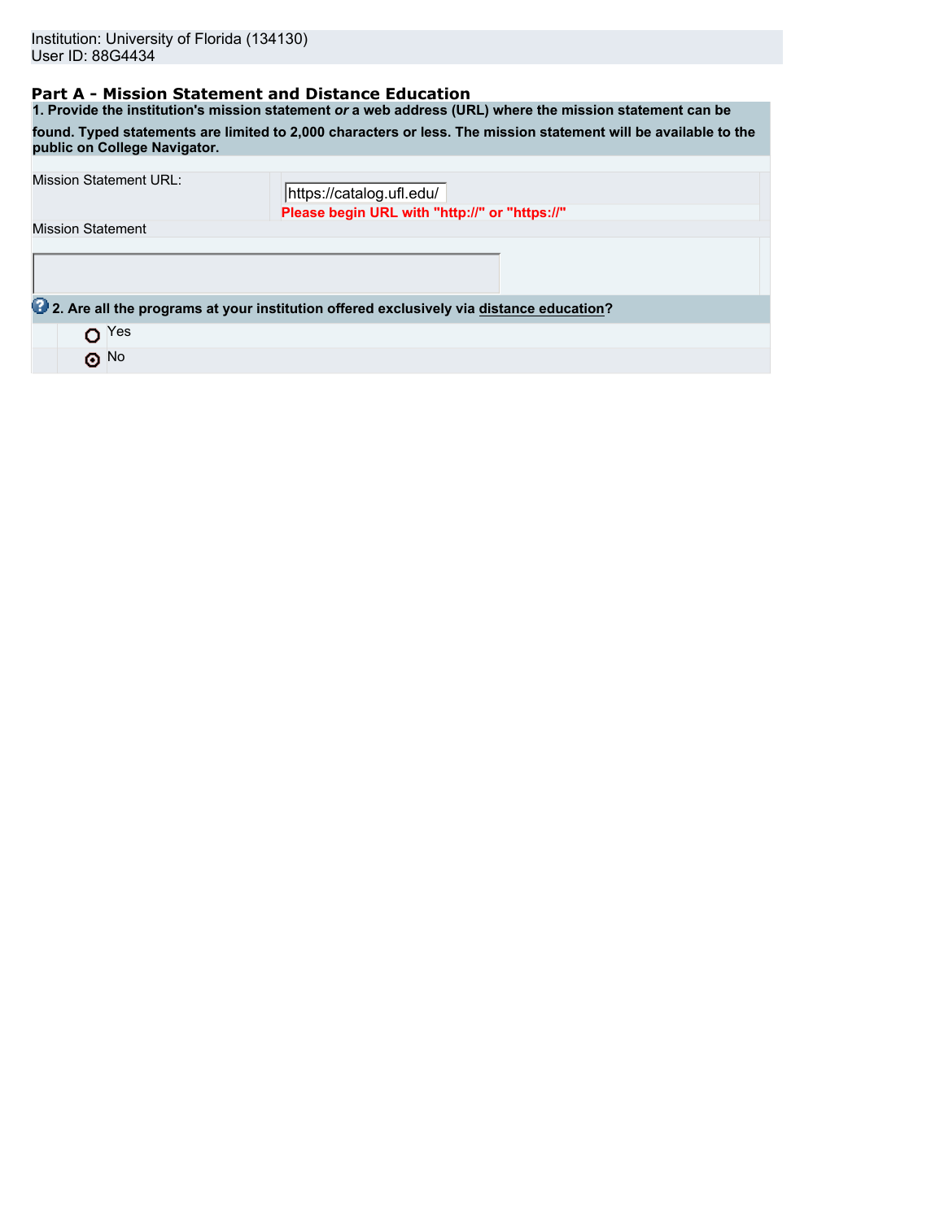Institution: University of Florida (134130)
User ID: 88G4434

## Part A - Mission Statement and Distance Education

**1. Provide the institution's mission statement *or* a web address (URL) where the mission statement can be found. Typed statements are limited to 2,000 characters or less. The mission statement will be available to the public on College Navigator.**

| | |
|---|---|
| Mission Statement URL: | https://catalog.ufl.edu/ **Please begin URL with "http://" or "https://"** |
| Mission Statement | |

**2. Are all the programs at your institution offered exclusively via distance education?**

- ○ Yes
- ◉ No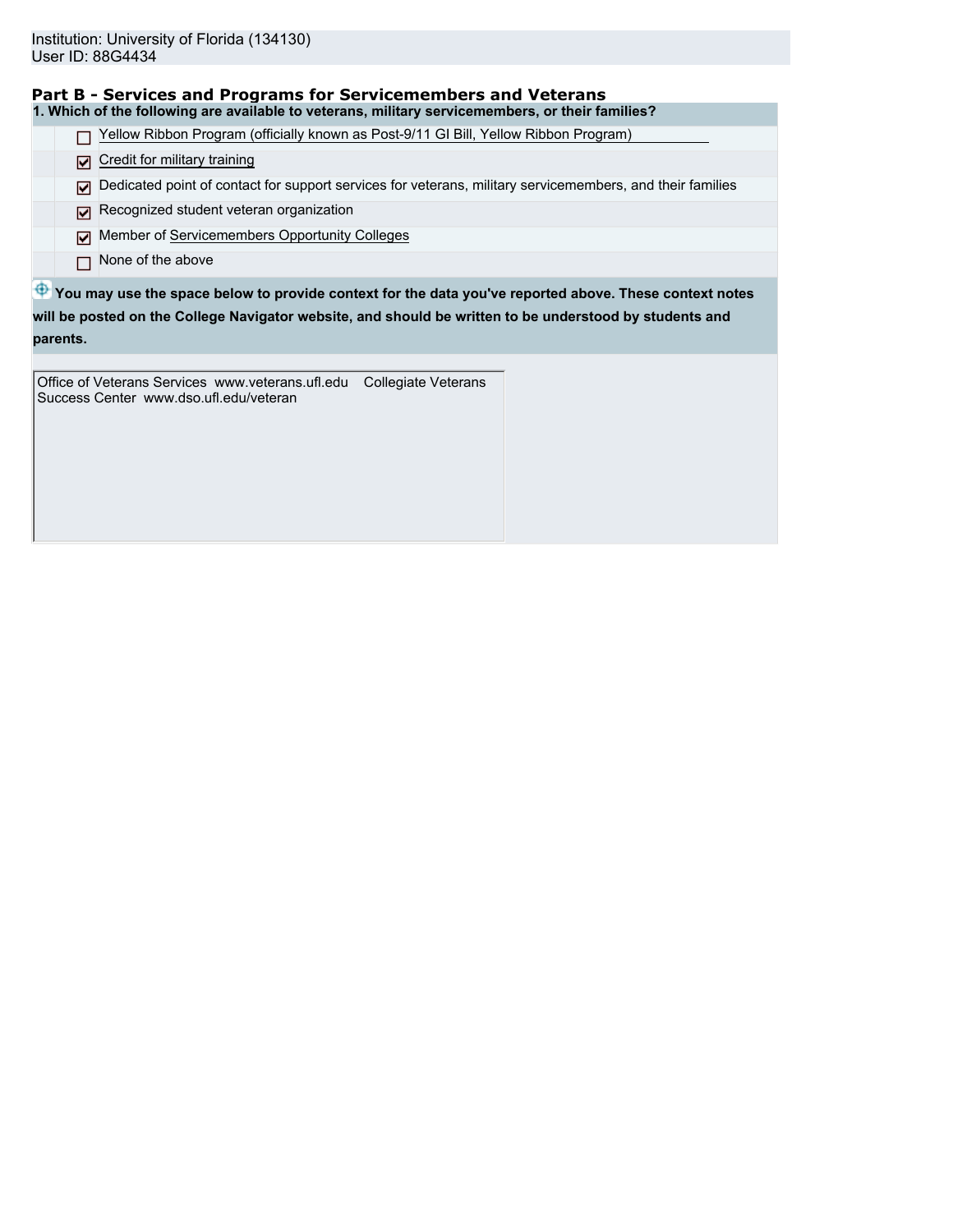Institution: University of Florida (134130)
User ID: 88G4434

## Part B - Services and Programs for Servicemembers and Veterans

**1. Which of the following are available to veterans, military servicemembers, or their families?**

- [ ] Yellow Ribbon Program (officially known as Post-9/11 GI Bill, Yellow Ribbon Program)
- [x] Credit for military training
- [x] Dedicated point of contact for support services for veterans, military servicemembers, and their families
- [x] Recognized student veteran organization
- [x] Member of Servicemembers Opportunity Colleges
- [ ] None of the above

**You may use the space below to provide context for the data you've reported above. These context notes will be posted on the College Navigator website, and should be written to be understood by students and parents.**

Office of Veterans Services www.veterans.ufl.edu Collegiate Veterans Success Center www.dso.ufl.edu/veteran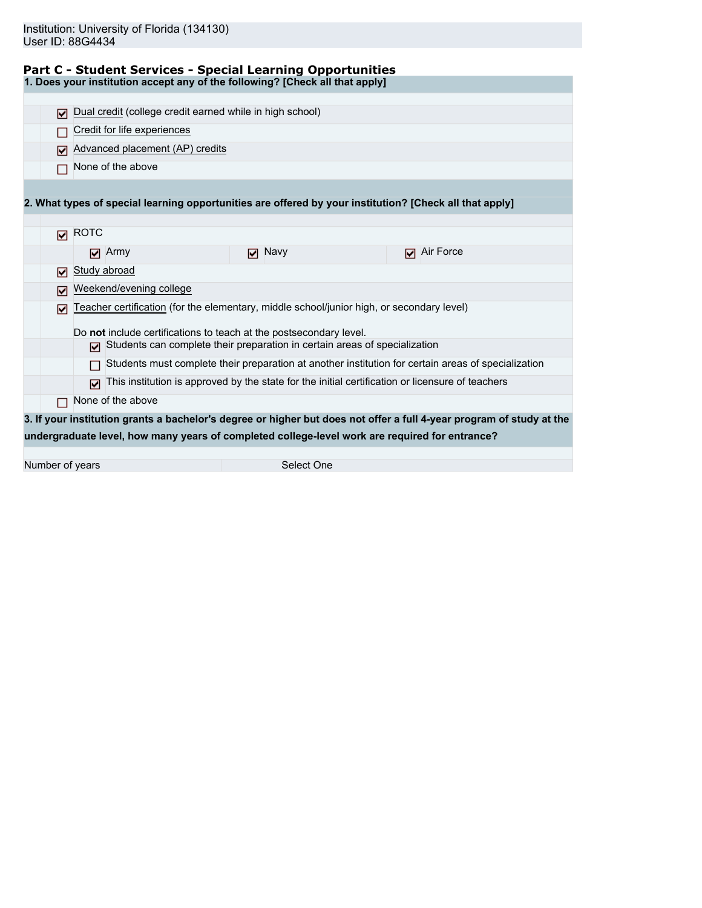Institution: University of Florida (134130)
User ID: 88G4434

## Part C - Student Services - Special Learning Opportunities

**1. Does your institution accept any of the following? [Check all that apply]**

- [x] Dual credit (college credit earned while in high school)
- [ ] Credit for life experiences
- [x] Advanced placement (AP) credits
- [ ] None of the above

**2. What types of special learning opportunities are offered by your institution? [Check all that apply]**

- [x] ROTC
  - [x] Army
  - [x] Navy
  - [x] Air Force
- [x] Study abroad
- [x] Weekend/evening college
- [x] Teacher certification (for the elementary, middle school/junior high, or secondary level)

  Do **not** include certifications to teach at the postsecondary level.
  - [x] Students can complete their preparation in certain areas of specialization
  - [ ] Students must complete their preparation at another institution for certain areas of specialization
  - [x] This institution is approved by the state for the initial certification or licensure of teachers
- [ ] None of the above

**3. If your institution grants a bachelor's degree or higher but does not offer a full 4-year program of study at the undergraduate level, how many years of completed college-level work are required for entrance?**

| Number of years | Select One |
|---|---|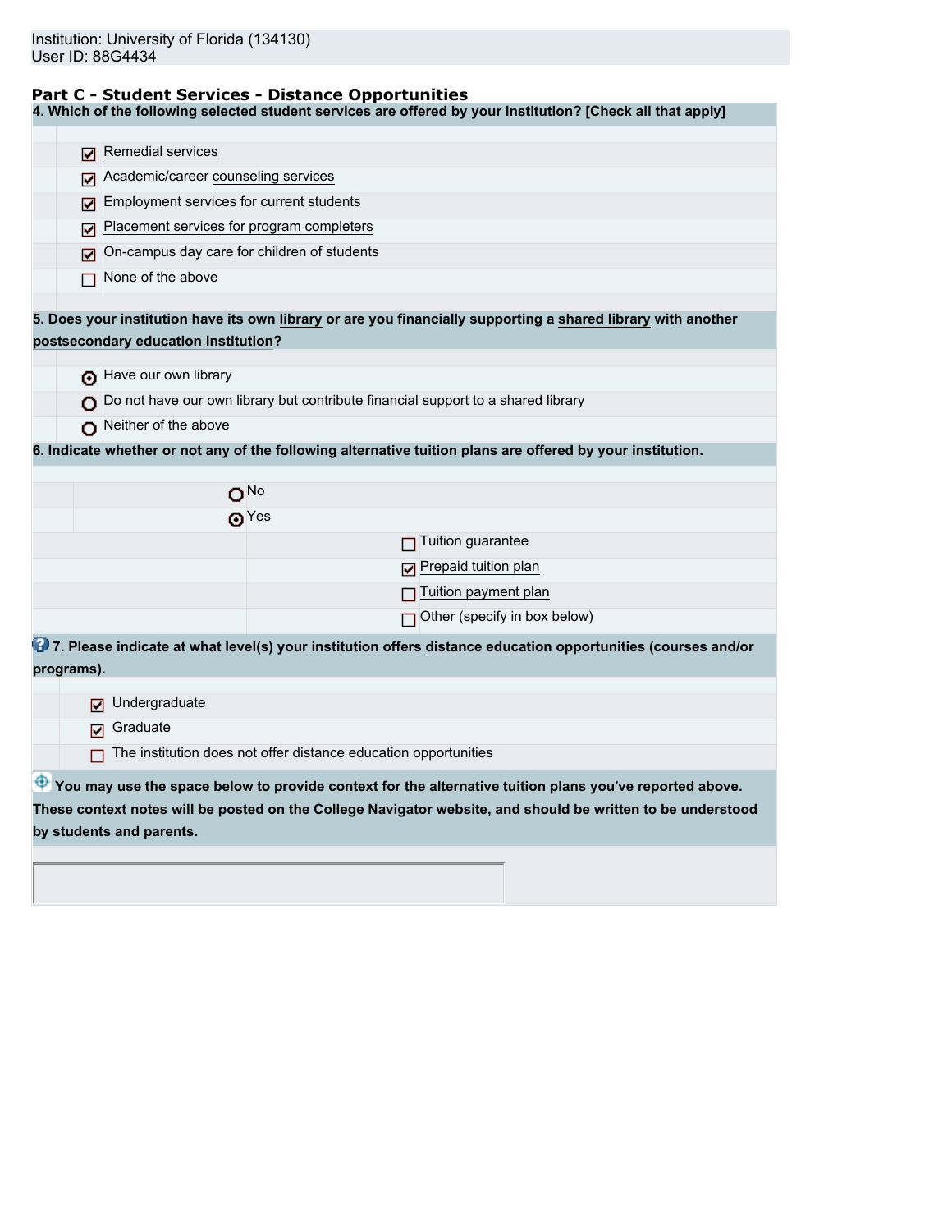Institution: University of Florida (134130)
User ID: 88G4434

## Part C - Student Services - Distance Opportunities

**4. Which of the following selected student services are offered by your institution? [Check all that apply]**

- [x] Remedial services
- [x] Academic/career counseling services
- [x] Employment services for current students
- [x] Placement services for program completers
- [x] On-campus day care for children of students
- [ ] None of the above

**5. Does your institution have its own library or are you financially supporting a shared library with another postsecondary education institution?**

- (•) Have our own library
- ( ) Do not have our own library but contribute financial support to a shared library
- ( ) Neither of the above

**6. Indicate whether or not any of the following alternative tuition plans are offered by your institution.**

- ( ) No
- (•) Yes
  - [ ] Tuition guarantee
  - [x] Prepaid tuition plan
  - [ ] Tuition payment plan
  - [ ] Other (specify in box below)

**7. Please indicate at what level(s) your institution offers distance education opportunities (courses and/or programs).**

- [x] Undergraduate
- [x] Graduate
- [ ] The institution does not offer distance education opportunities

**You may use the space below to provide context for the alternative tuition plans you've reported above. These context notes will be posted on the College Navigator website, and should be written to be understood by students and parents.**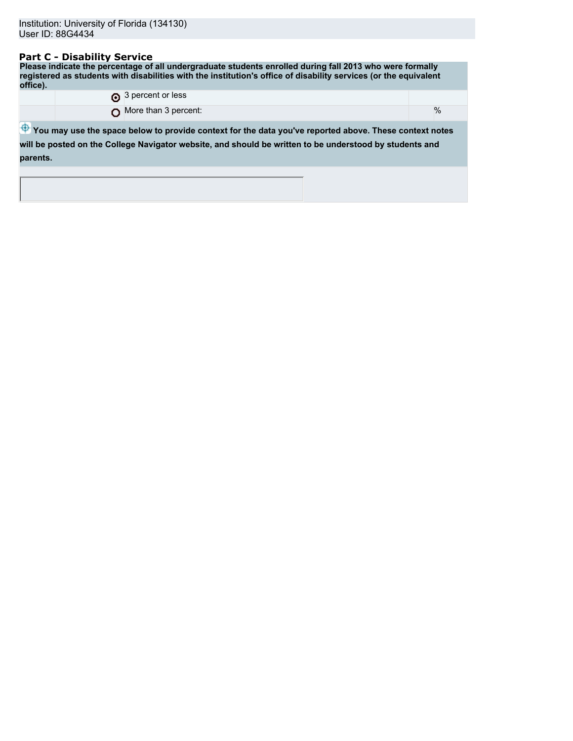Institution: University of Florida (134130)
User ID: 88G4434

## Part C - Disability Service

**Please indicate the percentage of all undergraduate students enrolled during fall 2013 who were formally registered as students with disabilities with the institution's office of disability services (or the equivalent office).**

| | | | |
|---|---|---|---|
| | ◉ | 3 percent or less | |
| | ○ | More than 3 percent: | % |

**You may use the space below to provide context for the data you've reported above. These context notes will be posted on the College Navigator website, and should be written to be understood by students and parents.**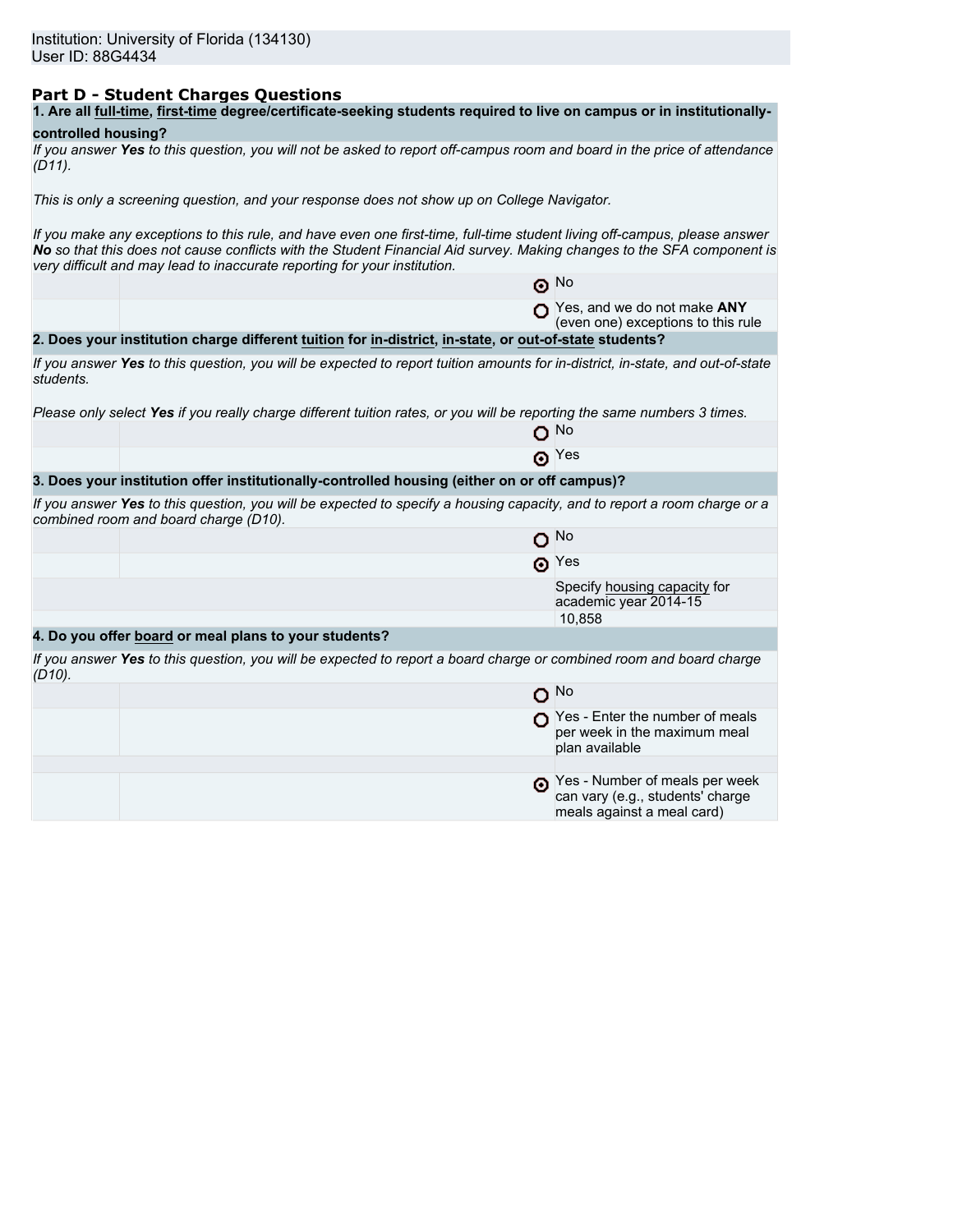Institution: University of Florida (134130)
User ID: 88G4434

## Part D - Student Charges Questions

**1. Are all full-time, first-time degree/certificate-seeking students required to live on campus or in institutionally-controlled housing?**

*If you answer **Yes** to this question, you will not be asked to report off-campus room and board in the price of attendance (D11).*

*This is only a screening question, and your response does not show up on College Navigator.*

*If you make any exceptions to this rule, and have even one first-time, full-time student living off-campus, please answer **No** so that this does not cause conflicts with the Student Financial Aid survey. Making changes to the SFA component is very difficult and may lead to inaccurate reporting for your institution.*

- (selected) No
- ( ) Yes, and we do not make **ANY** (even one) exceptions to this rule

**2. Does your institution charge different tuition for in-district, in-state, or out-of-state students?**

*If you answer **Yes** to this question, you will be expected to report tuition amounts for in-district, in-state, and out-of-state students.*

*Please only select **Yes** if you really charge different tuition rates, or you will be reporting the same numbers 3 times.*

- ( ) No
- (selected) Yes

**3. Does your institution offer institutionally-controlled housing (either on or off campus)?**

*If you answer **Yes** to this question, you will be expected to specify a housing capacity, and to report a room charge or a combined room and board charge (D10).*

- ( ) No
- (selected) Yes

Specify housing capacity for academic year 2014-15: 10,858

**4. Do you offer board or meal plans to your students?**

*If you answer **Yes** to this question, you will be expected to report a board charge or combined room and board charge (D10).*

- ( ) No
- ( ) Yes - Enter the number of meals per week in the maximum meal plan available
- (selected) Yes - Number of meals per week can vary (e.g., students' charge meals against a meal card)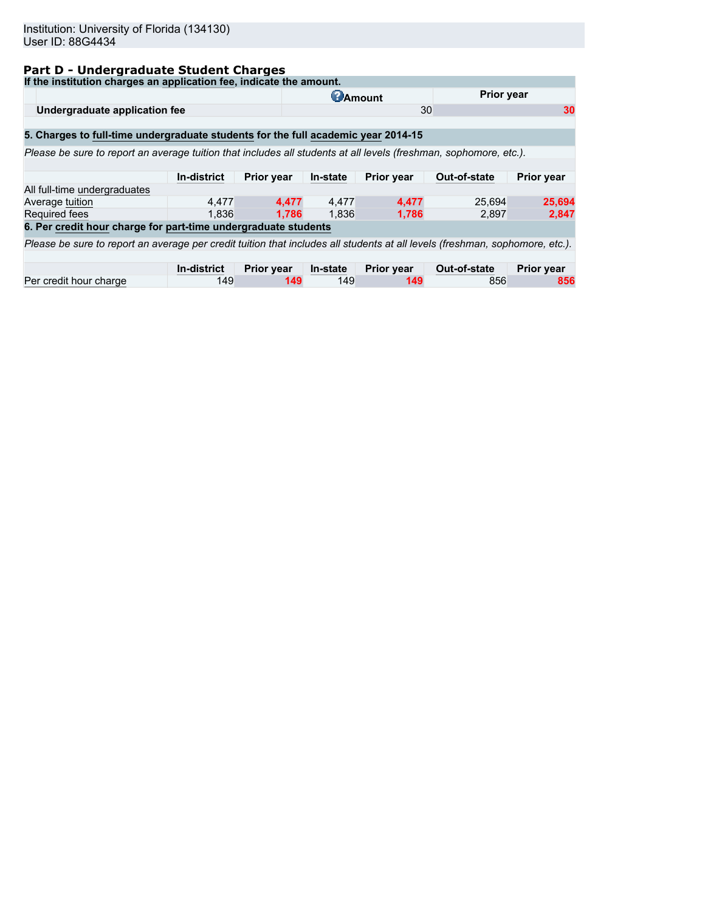Institution: University of Florida (134130)
User ID: 88G4434

## Part D - Undergraduate Student Charges

**If the institution charges an application fee, indicate the amount.**

| | Amount | Prior year |
|---|---|---|
| **Undergraduate application fee** | 30 | 30 |

**5. Charges to full-time undergraduate students for the full academic year 2014-15**

*Please be sure to report an average tuition that includes all students at all levels (freshman, sophomore, etc.).*

| | In-district | Prior year | In-state | Prior year | Out-of-state | Prior year |
|---|---|---|---|---|---|---|
| All full-time undergraduates | | | | | | |
| Average tuition | 4,477 | 4,477 | 4,477 | 4,477 | 25,694 | 25,694 |
| Required fees | 1,836 | 1,786 | 1,836 | 1,786 | 2,897 | 2,847 |

**6. Per credit hour charge for part-time undergraduate students**

*Please be sure to report an average per credit tuition that includes all students at all levels (freshman, sophomore, etc.).*

| | In-district | Prior year | In-state | Prior year | Out-of-state | Prior year |
|---|---|---|---|---|---|---|
| Per credit hour charge | 149 | 149 | 149 | 149 | 856 | 856 |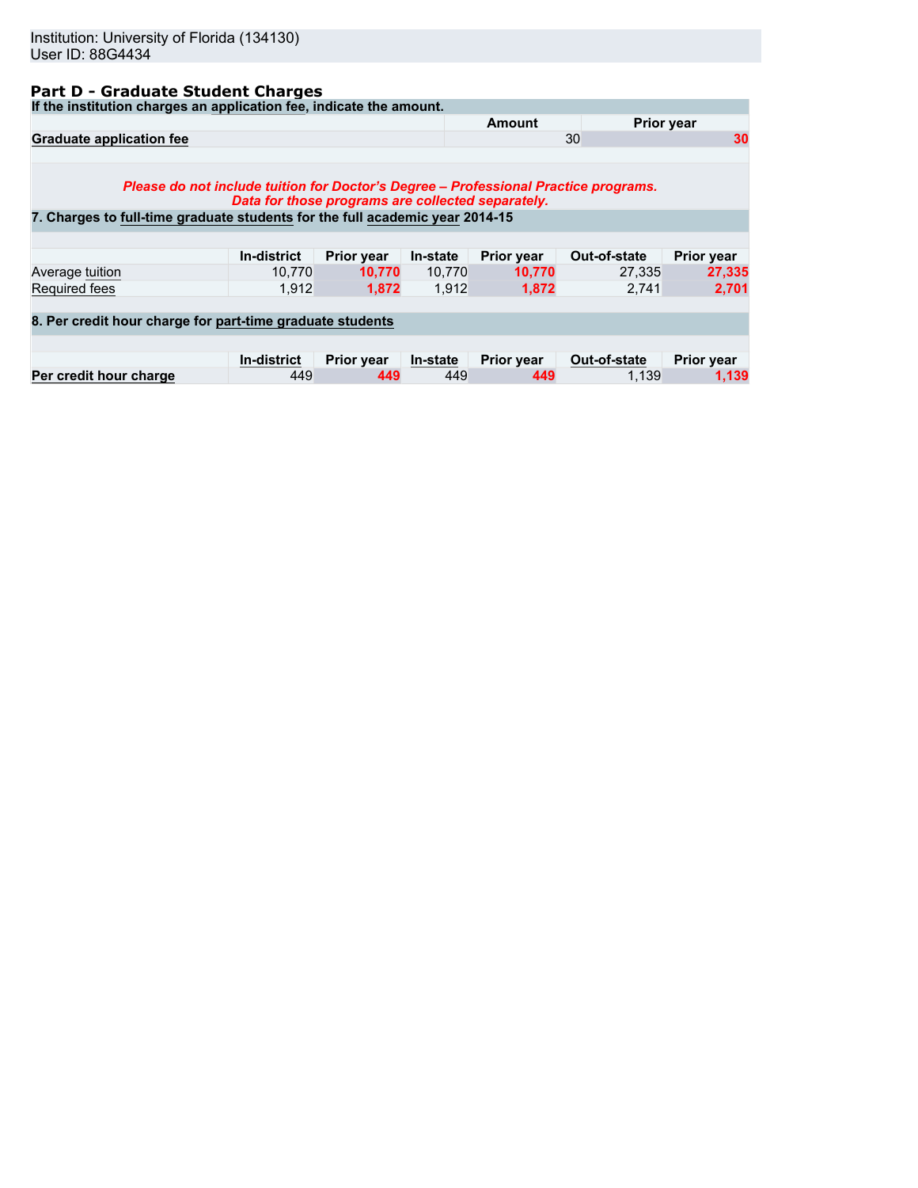Institution: University of Florida (134130)
User ID: 88G4434

## Part D - Graduate Student Charges

**If the institution charges an application fee, indicate the amount.**

| | Amount | Prior year |
|---|---|---|
| **Graduate application fee** | 30 | 30 |

***Please do not include tuition for Doctor's Degree – Professional Practice programs. Data for those programs are collected separately.***

**7. Charges to full-time graduate students for the full academic year 2014-15**

| | In-district | Prior year | In-state | Prior year | Out-of-state | Prior year |
|---|---|---|---|---|---|---|
| Average tuition | 10,770 | 10,770 | 10,770 | 10,770 | 27,335 | 27,335 |
| Required fees | 1,912 | 1,872 | 1,912 | 1,872 | 2,741 | 2,701 |

**8. Per credit hour charge for part-time graduate students**

| | In-district | Prior year | In-state | Prior year | Out-of-state | Prior year |
|---|---|---|---|---|---|---|
| **Per credit hour charge** | 449 | 449 | 449 | 449 | 1,139 | 1,139 |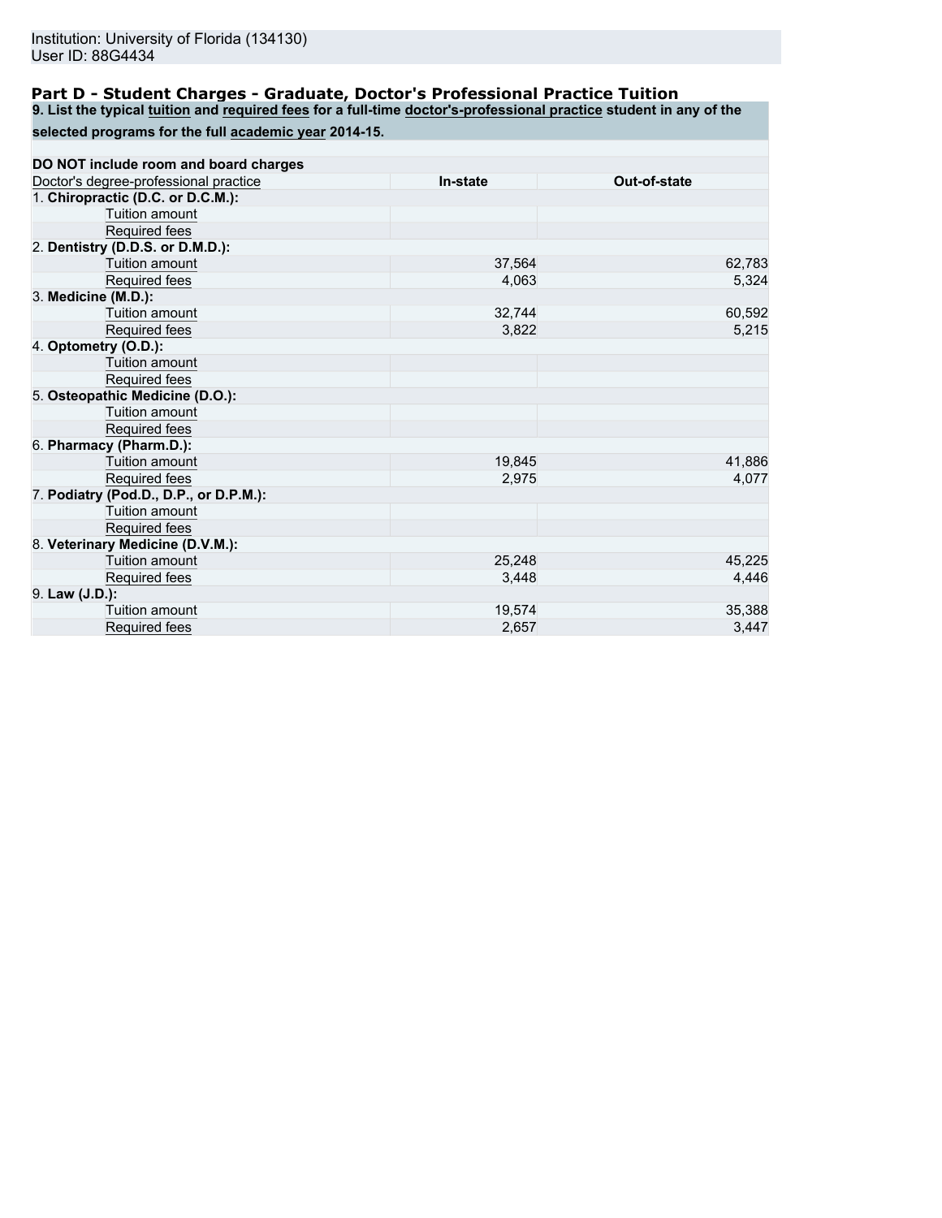Institution: University of Florida (134130)
User ID: 88G4434

## Part D - Student Charges - Graduate, Doctor's Professional Practice Tuition

**9. List the typical tuition and required fees for a full-time doctor's-professional practice student in any of the selected programs for the full academic year 2014-15.**

**DO NOT include room and board charges**

| Doctor's degree-professional practice | In-state | Out-of-state |
|---|---|---|
| 1. **Chiropractic (D.C. or D.C.M.):** | | |
| Tuition amount | | |
| Required fees | | |
| 2. **Dentistry (D.D.S. or D.M.D.):** | | |
| Tuition amount | 37,564 | 62,783 |
| Required fees | 4,063 | 5,324 |
| 3. **Medicine (M.D.):** | | |
| Tuition amount | 32,744 | 60,592 |
| Required fees | 3,822 | 5,215 |
| 4. **Optometry (O.D.):** | | |
| Tuition amount | | |
| Required fees | | |
| 5. **Osteopathic Medicine (D.O.):** | | |
| Tuition amount | | |
| Required fees | | |
| 6. **Pharmacy (Pharm.D.):** | | |
| Tuition amount | 19,845 | 41,886 |
| Required fees | 2,975 | 4,077 |
| 7. **Podiatry (Pod.D., D.P., or D.P.M.):** | | |
| Tuition amount | | |
| Required fees | | |
| 8. **Veterinary Medicine (D.V.M.):** | | |
| Tuition amount | 25,248 | 45,225 |
| Required fees | 3,448 | 4,446 |
| 9. **Law (J.D.):** | | |
| Tuition amount | 19,574 | 35,388 |
| Required fees | 2,657 | 3,447 |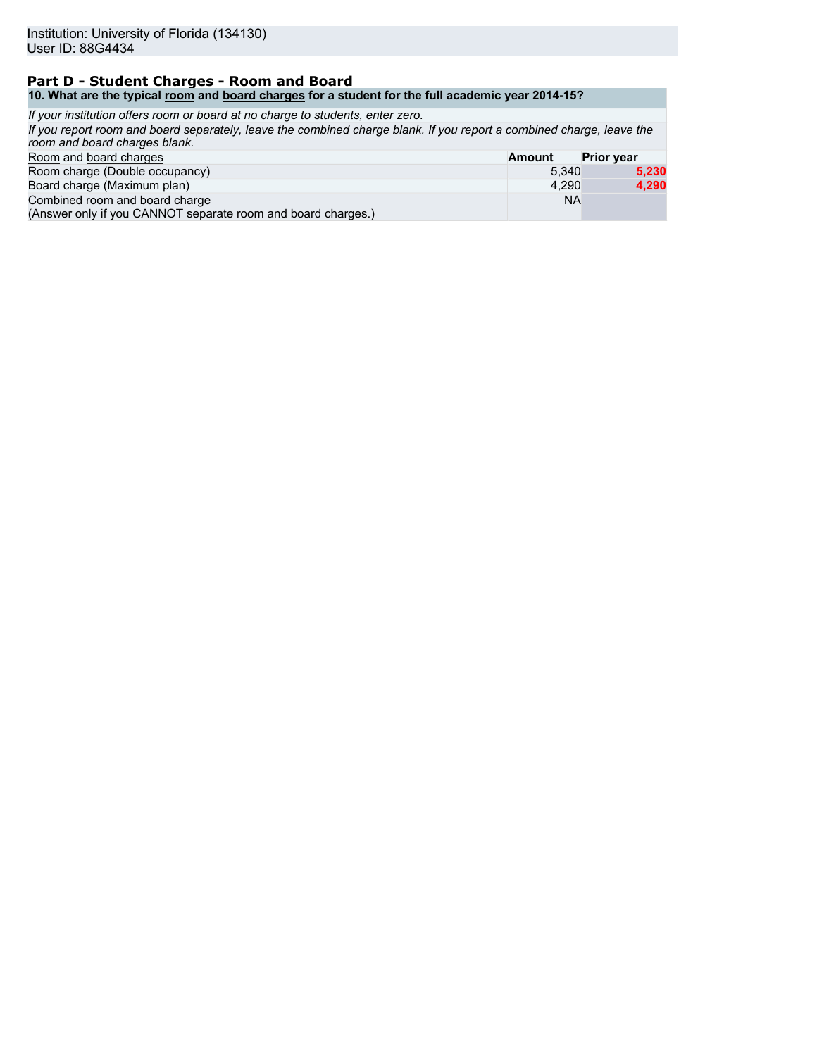Institution: University of Florida (134130)
User ID: 88G4434

## Part D - Student Charges - Room and Board

**10. What are the typical room and board charges for a student for the full academic year 2014-15?**

*If your institution offers room or board at no charge to students, enter zero.*

*If you report room and board separately, leave the combined charge blank. If you report a combined charge, leave the room and board charges blank.*

| Room and board charges | Amount | Prior year |
| --- | --- | --- |
| Room charge (Double occupancy) | 5,340 | **5,230** |
| Board charge (Maximum plan) | 4,290 | **4,290** |
| Combined room and board charge (Answer only if you CANNOT separate room and board charges.) | NA | |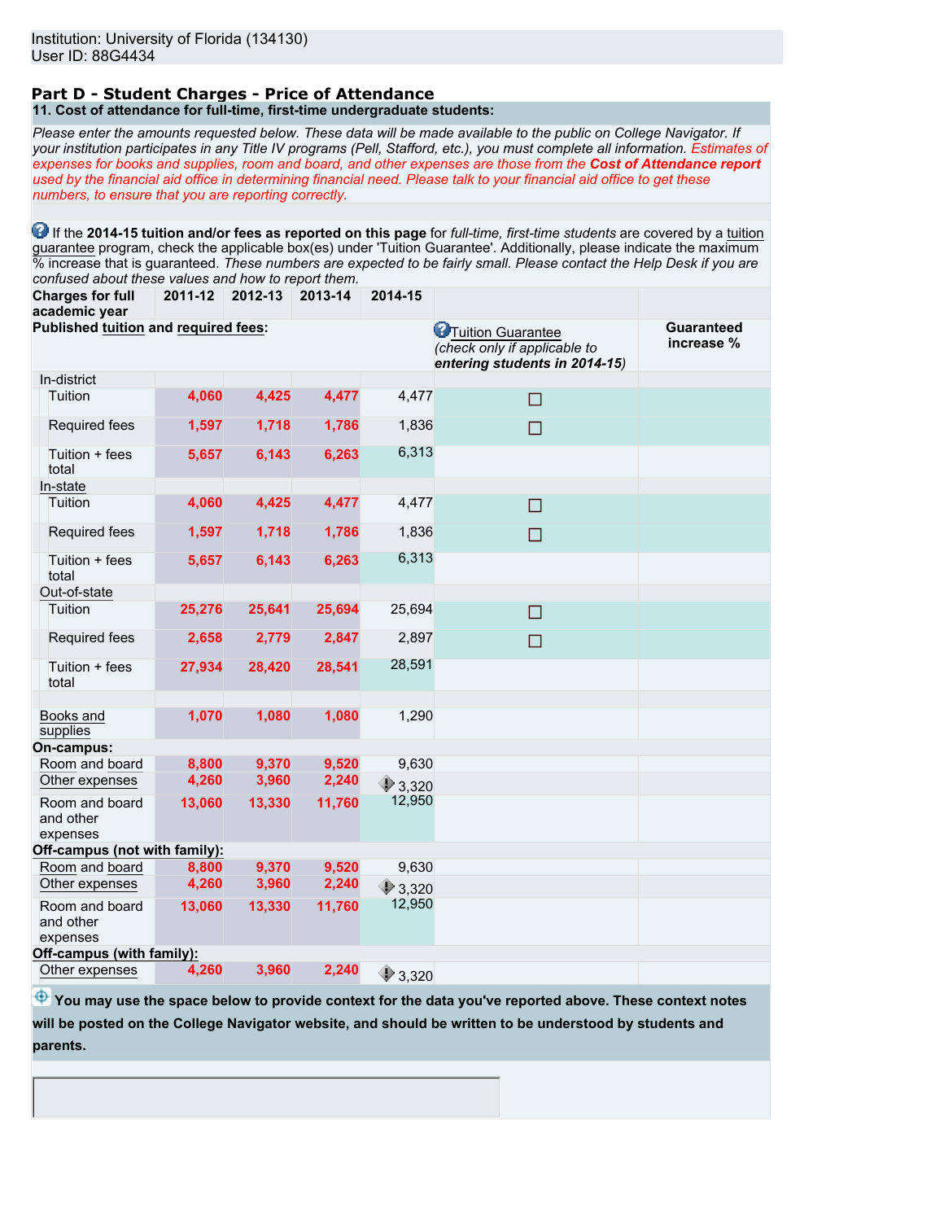Institution: University of Florida (134130)
User ID: 88G4434

## Part D - Student Charges - Price of Attendance

**11. Cost of attendance for full-time, first-time undergraduate students:**

*Please enter the amounts requested below. These data will be made available to the public on College Navigator. If your institution participates in any Title IV programs (Pell, Stafford, etc.), you must complete all information. Estimates of expenses for books and supplies, room and board, and other expenses are those from the **Cost of Attendance report** used by the financial aid office in determining financial need. Please talk to your financial aid office to get these numbers, to ensure that you are reporting correctly.*

If the **2014-15 tuition and/or fees as reported on this page** for *full-time, first-time students* are covered by a tuition guarantee program, check the applicable box(es) under 'Tuition Guarantee'. Additionally, please indicate the maximum % increase that is guaranteed. *These numbers are expected to be fairly small. Please contact the Help Desk if you are confused about these values and how to report them.*

| Charges for full academic year | 2011-12 | 2012-13 | 2013-14 | 2014-15 | Tuition Guarantee (*check only if applicable to **entering students in 2014-15***) | Guaranteed increase % |
|---|---|---|---|---|---|---|
| **Published tuition and required fees:** | | | | | | |
| In-district | | | | | | |
| Tuition | 4,060 | 4,425 | 4,477 | 4,477 | ☐ | |
| Required fees | 1,597 | 1,718 | 1,786 | 1,836 | ☐ | |
| Tuition + fees total | 5,657 | 6,143 | 6,263 | 6,313 | | |
| In-state | | | | | | |
| Tuition | 4,060 | 4,425 | 4,477 | 4,477 | ☐ | |
| Required fees | 1,597 | 1,718 | 1,786 | 1,836 | ☐ | |
| Tuition + fees total | 5,657 | 6,143 | 6,263 | 6,313 | | |
| Out-of-state | | | | | | |
| Tuition | 25,276 | 25,641 | 25,694 | 25,694 | ☐ | |
| Required fees | 2,658 | 2,779 | 2,847 | 2,897 | ☐ | |
| Tuition + fees total | 27,934 | 28,420 | 28,541 | 28,591 | | |
| Books and supplies | 1,070 | 1,080 | 1,080 | 1,290 | | |
| **On-campus:** | | | | | | |
| Room and board | 8,800 | 9,370 | 9,520 | 9,630 | | |
| Other expenses | 4,260 | 3,960 | 2,240 | 3,320 | | |
| Room and board and other expenses | 13,060 | 13,330 | 11,760 | 12,950 | | |
| **Off-campus (not with family):** | | | | | | |
| Room and board | 8,800 | 9,370 | 9,520 | 9,630 | | |
| Other expenses | 4,260 | 3,960 | 2,240 | 3,320 | | |
| Room and board and other expenses | 13,060 | 13,330 | 11,760 | 12,950 | | |
| **Off-campus (with family):** | | | | | | |
| Other expenses | 4,260 | 3,960 | 2,240 | 3,320 | | |

**You may use the space below to provide context for the data you've reported above. These context notes will be posted on the College Navigator website, and should be written to be understood by students and parents.**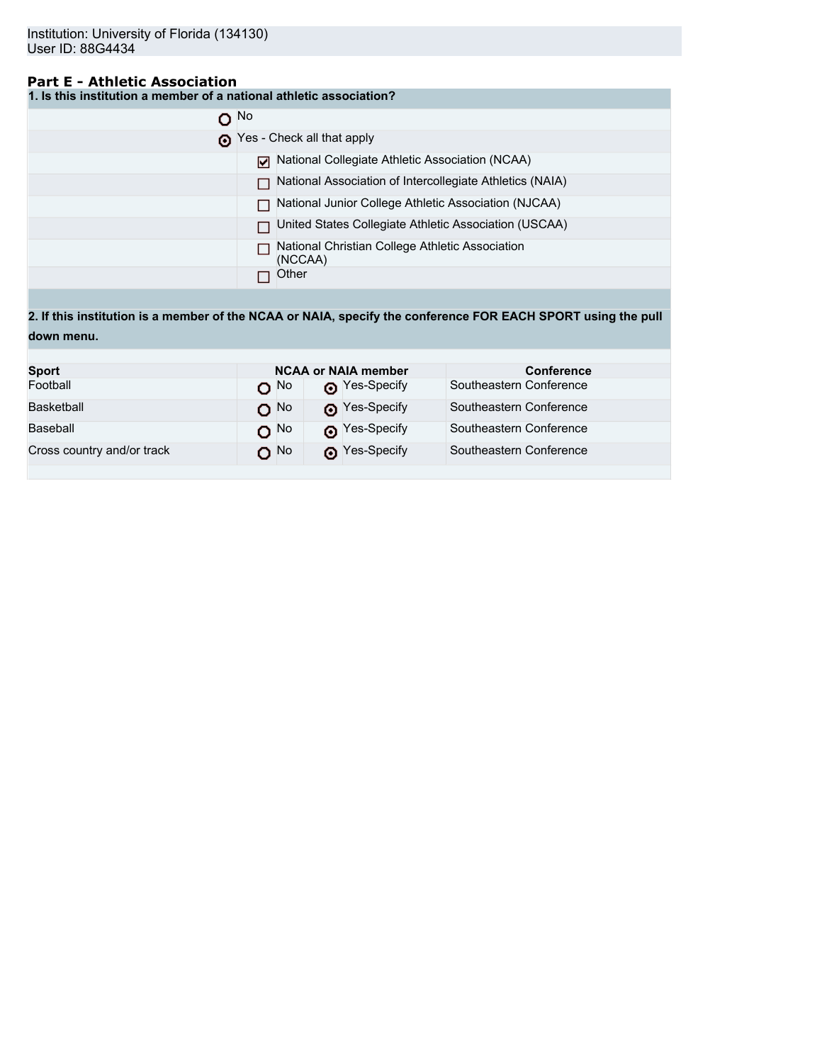Institution: University of Florida (134130)
User ID: 88G4434

## Part E - Athletic Association

**1. Is this institution a member of a national athletic association?**

- ○ No
- ◉ Yes - Check all that apply
  - ☑ National Collegiate Athletic Association (NCAA)
  - ☐ National Association of Intercollegiate Athletics (NAIA)
  - ☐ National Junior College Athletic Association (NJCAA)
  - ☐ United States Collegiate Athletic Association (USCAA)
  - ☐ National Christian College Athletic Association (NCCAA)
  - ☐ Other

**2. If this institution is a member of the NCAA or NAIA, specify the conference FOR EACH SPORT using the pull down menu.**

| Sport | NCAA or NAIA member | | Conference |
|---|---|---|---|
| Football | ○ No | ◉ Yes-Specify | Southeastern Conference |
| Basketball | ○ No | ◉ Yes-Specify | Southeastern Conference |
| Baseball | ○ No | ◉ Yes-Specify | Southeastern Conference |
| Cross country and/or track | ○ No | ◉ Yes-Specify | Southeastern Conference |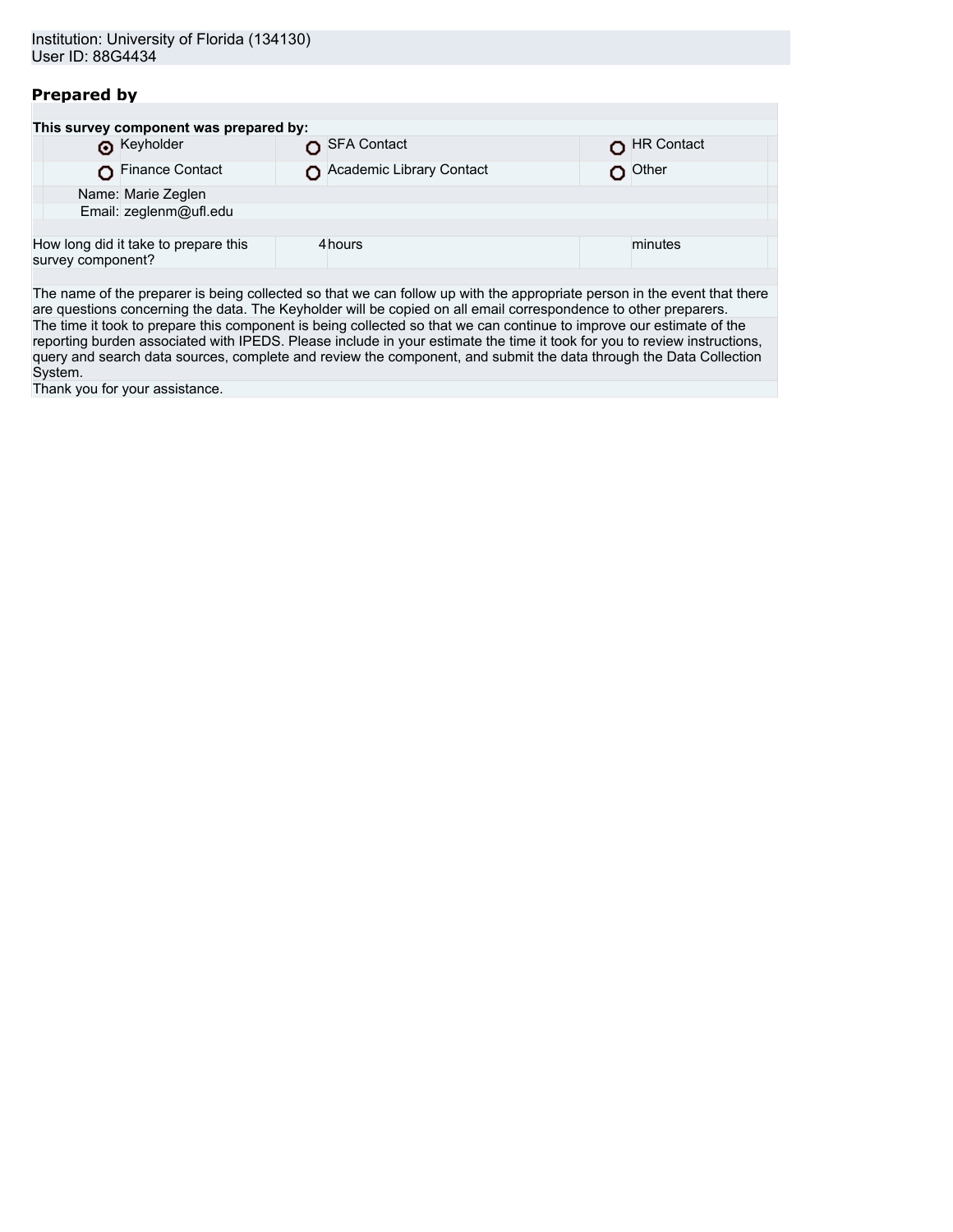Institution: University of Florida (134130)
User ID: 88G4434

## Prepared by

**This survey component was prepared by:**

| | | |
|---|---|---|
| ◉ Keyholder | ○ SFA Contact | ○ HR Contact |
| ○ Finance Contact | ○ Academic Library Contact | ○ Other |

Name: Marie Zeglen
Email: zeglenm@ufl.edu

| How long did it take to prepare this survey component? | 4 | hours | | minutes |
|---|---|---|---|---|

The name of the preparer is being collected so that we can follow up with the appropriate person in the event that there are questions concerning the data. The Keyholder will be copied on all email correspondence to other preparers.

The time it took to prepare this component is being collected so that we can continue to improve our estimate of the reporting burden associated with IPEDS. Please include in your estimate the time it took for you to review instructions, query and search data sources, complete and review the component, and submit the data through the Data Collection System.

Thank you for your assistance.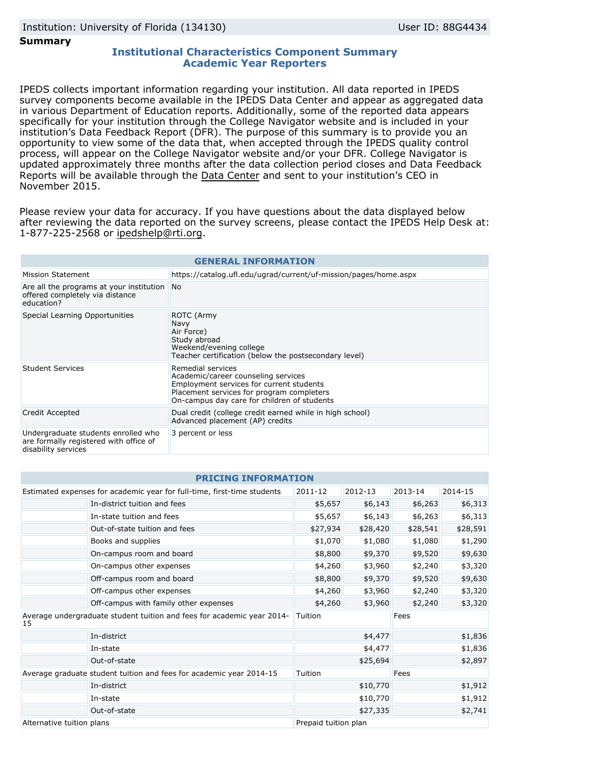Institution: University of Florida (134130) | User ID: 88G4434

**Summary**

## Institutional Characteristics Component Summary
## Academic Year Reporters

IPEDS collects important information regarding your institution. All data reported in IPEDS survey components become available in the IPEDS Data Center and appear as aggregated data in various Department of Education reports. Additionally, some of the reported data appears specifically for your institution through the College Navigator website and is included in your institution's Data Feedback Report (DFR). The purpose of this summary is to provide you an opportunity to view some of the data that, when accepted through the IPEDS quality control process, will appear on the College Navigator website and/or your DFR. College Navigator is updated approximately three months after the data collection period closes and Data Feedback Reports will be available through the Data Center and sent to your institution's CEO in November 2015.

Please review your data for accuracy. If you have questions about the data displayed below after reviewing the data reported on the survey screens, please contact the IPEDS Help Desk at: 1-877-225-2568 or ipedshelp@rti.org.

| GENERAL INFORMATION | |
|---|---|
| Mission Statement | https://catalog.ufl.edu/ugrad/current/uf-mission/pages/home.aspx |
| Are all the programs at your institution offered completely via distance education? | No |
| Special Learning Opportunities | ROTC (Army<br>Navy<br>Air Force)<br>Study abroad<br>Weekend/evening college<br>Teacher certification (below the postsecondary level) |
| Student Services | Remedial services<br>Academic/career counseling services<br>Employment services for current students<br>Placement services for program completers<br>On-campus day care for children of students |
| Credit Accepted | Dual credit (college credit earned while in high school)<br>Advanced placement (AP) credits |
| Undergraduate students enrolled who are formally registered with office of disability services | 3 percent or less |

| PRICING INFORMATION | | | | | |
|---|---|---|---|---|---|
| Estimated expenses for academic year for full-time, first-time students | | 2011-12 | 2012-13 | 2013-14 | 2014-15 |
| | In-district tuition and fees | $5,657 | $6,143 | $6,263 | $6,313 |
| | In-state tuition and fees | $5,657 | $6,143 | $6,263 | $6,313 |
| | Out-of-state tuition and fees | $27,934 | $28,420 | $28,541 | $28,591 |
| | Books and supplies | $1,070 | $1,080 | $1,080 | $1,290 |
| | On-campus room and board | $8,800 | $9,370 | $9,520 | $9,630 |
| | On-campus other expenses | $4,260 | $3,960 | $2,240 | $3,320 |
| | Off-campus room and board | $8,800 | $9,370 | $9,520 | $9,630 |
| | Off-campus other expenses | $4,260 | $3,960 | $2,240 | $3,320 |
| | Off-campus with family other expenses | $4,260 | $3,960 | $2,240 | $3,320 |
| Average undergraduate student tuition and fees for academic year 2014-15 | | Tuition | | Fees | |
| | In-district | | $4,477 | | $1,836 |
| | In-state | | $4,477 | | $1,836 |
| | Out-of-state | | $25,694 | | $2,897 |
| Average graduate student tuition and fees for academic year 2014-15 | | Tuition | | Fees | |
| | In-district | | $10,770 | | $1,912 |
| | In-state | | $10,770 | | $1,912 |
| | Out-of-state | | $27,335 | | $2,741 |
| Alternative tuition plans | | Prepaid tuition plan | | | |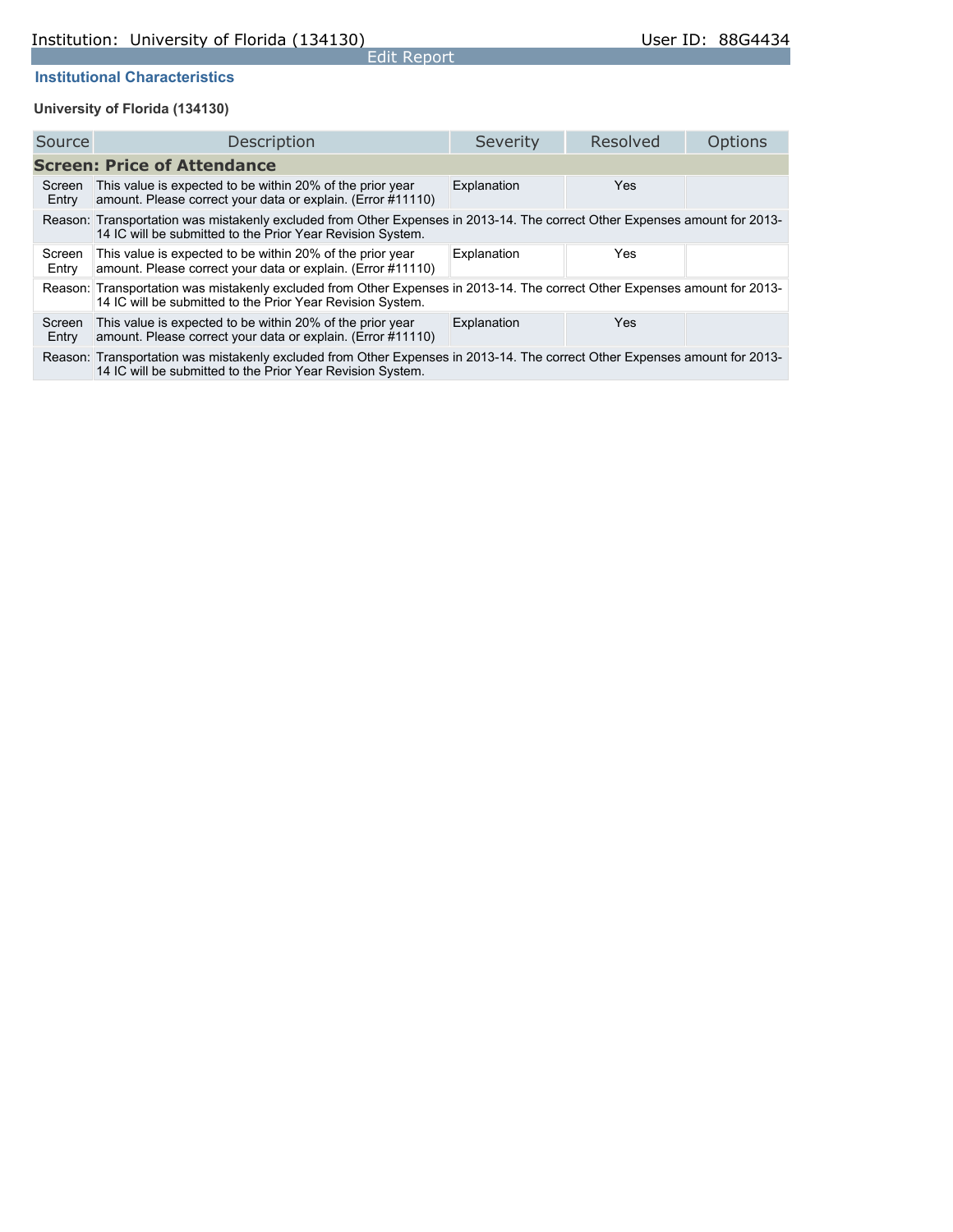Institution: University of Florida (134130)

User ID: 88G4434

Edit Report

### Institutional Characteristics

**University of Florida (134130)**

| Source | Description | Severity | Resolved | Options |
|---|---|---|---|---|
| **Screen: Price of Attendance** | | | | |
| Screen Entry | This value is expected to be within 20% of the prior year amount. Please correct your data or explain. (Error #11110) | Explanation | Yes | |
| Reason: | Transportation was mistakenly excluded from Other Expenses in 2013-14. The correct Other Expenses amount for 2013-14 IC will be submitted to the Prior Year Revision System. | | | |
| Screen Entry | This value is expected to be within 20% of the prior year amount. Please correct your data or explain. (Error #11110) | Explanation | Yes | |
| Reason: | Transportation was mistakenly excluded from Other Expenses in 2013-14. The correct Other Expenses amount for 2013-14 IC will be submitted to the Prior Year Revision System. | | | |
| Screen Entry | This value is expected to be within 20% of the prior year amount. Please correct your data or explain. (Error #11110) | Explanation | Yes | |
| Reason: | Transportation was mistakenly excluded from Other Expenses in 2013-14. The correct Other Expenses amount for 2013-14 IC will be submitted to the Prior Year Revision System. | | | |